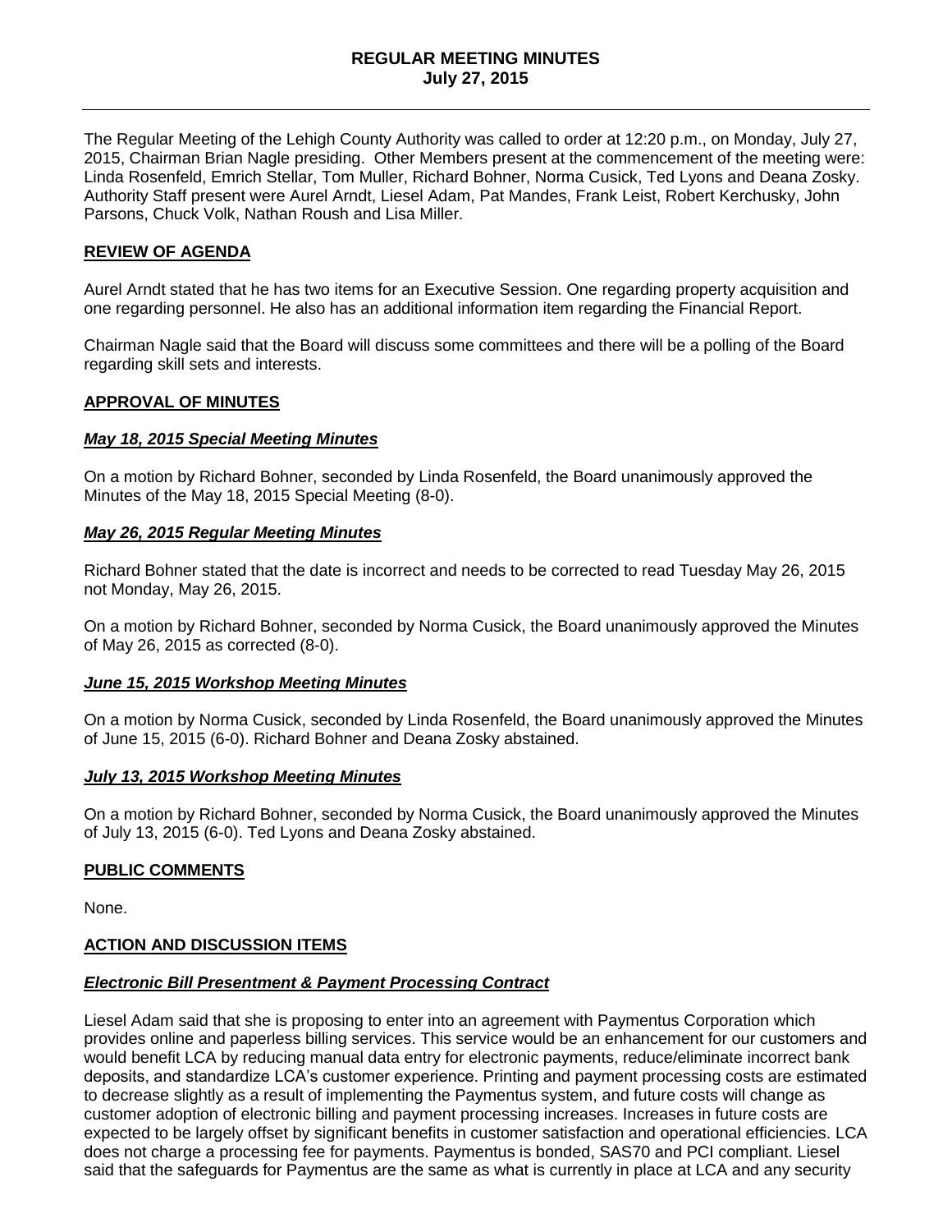# REGULAR MEETING MINUTES
## July 27, 2015

The Regular Meeting of the Lehigh County Authority was called to order at 12:20 p.m., on Monday, July 27, 2015, Chairman Brian Nagle presiding. Other Members present at the commencement of the meeting were: Linda Rosenfeld, Emrich Stellar, Tom Muller, Richard Bohner, Norma Cusick, Ted Lyons and Deana Zosky. Authority Staff present were Aurel Arndt, Liesel Adam, Pat Mandes, Frank Leist, Robert Kerchusky, John Parsons, Chuck Volk, Nathan Roush and Lisa Miller.

### REVIEW OF AGENDA

Aurel Arndt stated that he has two items for an Executive Session. One regarding property acquisition and one regarding personnel. He also has an additional information item regarding the Financial Report.

Chairman Nagle said that the Board will discuss some committees and there will be a polling of the Board regarding skill sets and interests.

### APPROVAL OF MINUTES

#### *May 18, 2015 Special Meeting Minutes*

On a motion by Richard Bohner, seconded by Linda Rosenfeld, the Board unanimously approved the Minutes of the May 18, 2015 Special Meeting (8-0).

#### *May 26, 2015 Regular Meeting Minutes*

Richard Bohner stated that the date is incorrect and needs to be corrected to read Tuesday May 26, 2015 not Monday, May 26, 2015.

On a motion by Richard Bohner, seconded by Norma Cusick, the Board unanimously approved the Minutes of May 26, 2015 as corrected (8-0).

#### *June 15, 2015 Workshop Meeting Minutes*

On a motion by Norma Cusick, seconded by Linda Rosenfeld, the Board unanimously approved the Minutes of June 15, 2015 (6-0). Richard Bohner and Deana Zosky abstained.

#### *July 13, 2015 Workshop Meeting Minutes*

On a motion by Richard Bohner, seconded by Norma Cusick, the Board unanimously approved the Minutes of July 13, 2015 (6-0). Ted Lyons and Deana Zosky abstained.

### PUBLIC COMMENTS

None.

### ACTION AND DISCUSSION ITEMS

#### *Electronic Bill Presentment & Payment Processing Contract*

Liesel Adam said that she is proposing to enter into an agreement with Paymentus Corporation which provides online and paperless billing services. This service would be an enhancement for our customers and would benefit LCA by reducing manual data entry for electronic payments, reduce/eliminate incorrect bank deposits, and standardize LCA's customer experience. Printing and payment processing costs are estimated to decrease slightly as a result of implementing the Paymentus system, and future costs will change as customer adoption of electronic billing and payment processing increases. Increases in future costs are expected to be largely offset by significant benefits in customer satisfaction and operational efficiencies. LCA does not charge a processing fee for payments. Paymentus is bonded, SAS70 and PCI compliant. Liesel said that the safeguards for Paymentus are the same as what is currently in place at LCA and any security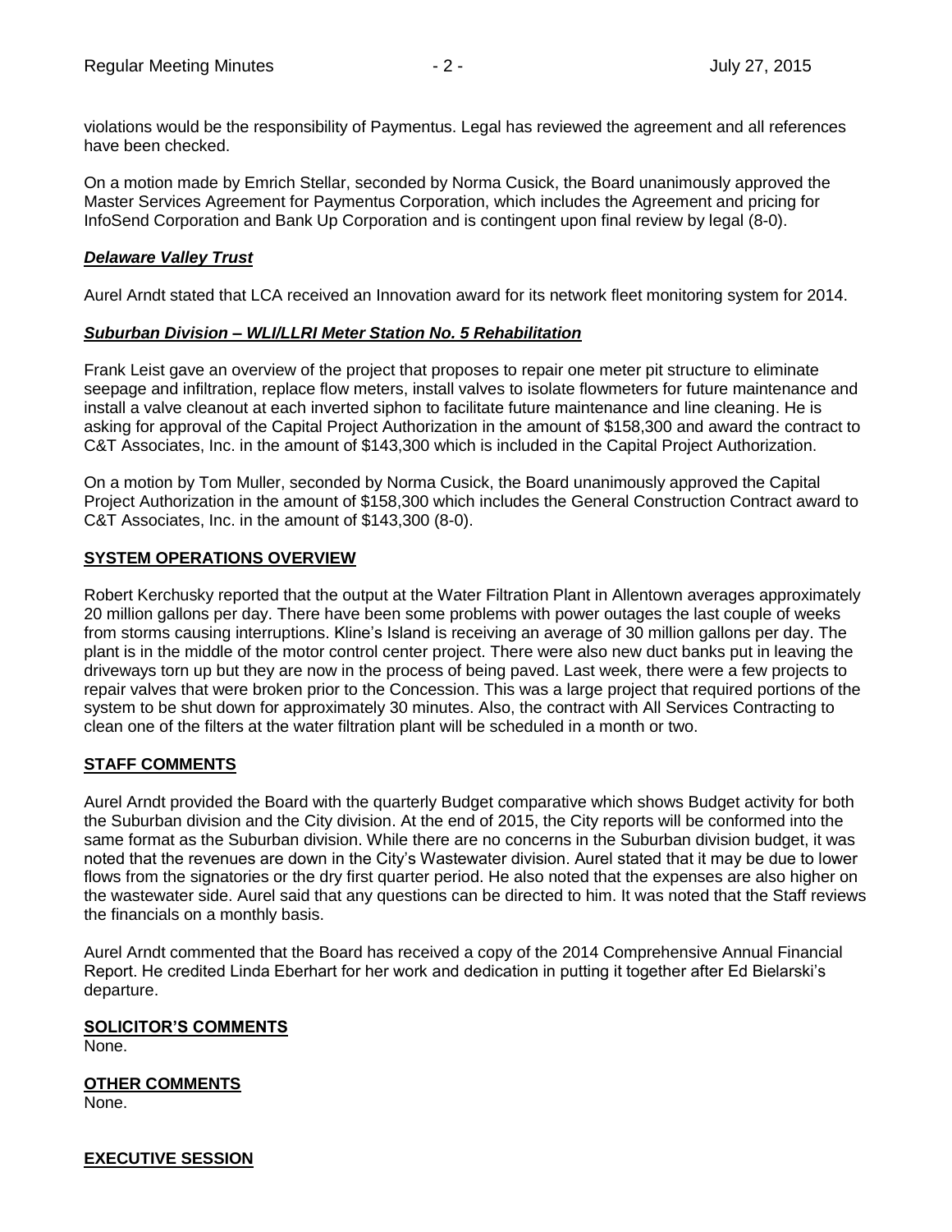violations would be the responsibility of Paymentus. Legal has reviewed the agreement and all references have been checked.

On a motion made by Emrich Stellar, seconded by Norma Cusick, the Board unanimously approved the Master Services Agreement for Paymentus Corporation, which includes the Agreement and pricing for InfoSend Corporation and Bank Up Corporation and is contingent upon final review by legal (8-0).

***Delaware Valley Trust***

Aurel Arndt stated that LCA received an Innovation award for its network fleet monitoring system for 2014.

***Suburban Division – WLI/LLRI Meter Station No. 5 Rehabilitation***

Frank Leist gave an overview of the project that proposes to repair one meter pit structure to eliminate seepage and infiltration, replace flow meters, install valves to isolate flowmeters for future maintenance and install a valve cleanout at each inverted siphon to facilitate future maintenance and line cleaning. He is asking for approval of the Capital Project Authorization in the amount of $158,300 and award the contract to C&T Associates, Inc. in the amount of $143,300 which is included in the Capital Project Authorization.

On a motion by Tom Muller, seconded by Norma Cusick, the Board unanimously approved the Capital Project Authorization in the amount of $158,300 which includes the General Construction Contract award to C&T Associates, Inc. in the amount of $143,300 (8-0).

**SYSTEM OPERATIONS OVERVIEW**

Robert Kerchusky reported that the output at the Water Filtration Plant in Allentown averages approximately 20 million gallons per day. There have been some problems with power outages the last couple of weeks from storms causing interruptions. Kline's Island is receiving an average of 30 million gallons per day. The plant is in the middle of the motor control center project. There were also new duct banks put in leaving the driveways torn up but they are now in the process of being paved. Last week, there were a few projects to repair valves that were broken prior to the Concession. This was a large project that required portions of the system to be shut down for approximately 30 minutes. Also, the contract with All Services Contracting to clean one of the filters at the water filtration plant will be scheduled in a month or two.

**STAFF COMMENTS**

Aurel Arndt provided the Board with the quarterly Budget comparative which shows Budget activity for both the Suburban division and the City division. At the end of 2015, the City reports will be conformed into the same format as the Suburban division. While there are no concerns in the Suburban division budget, it was noted that the revenues are down in the City's Wastewater division. Aurel stated that it may be due to lower flows from the signatories or the dry first quarter period. He also noted that the expenses are also higher on the wastewater side. Aurel said that any questions can be directed to him. It was noted that the Staff reviews the financials on a monthly basis.

Aurel Arndt commented that the Board has received a copy of the 2014 Comprehensive Annual Financial Report. He credited Linda Eberhart for her work and dedication in putting it together after Ed Bielarski's departure.

**SOLICITOR'S COMMENTS**

None.

**OTHER COMMENTS**

None.

**EXECUTIVE SESSION**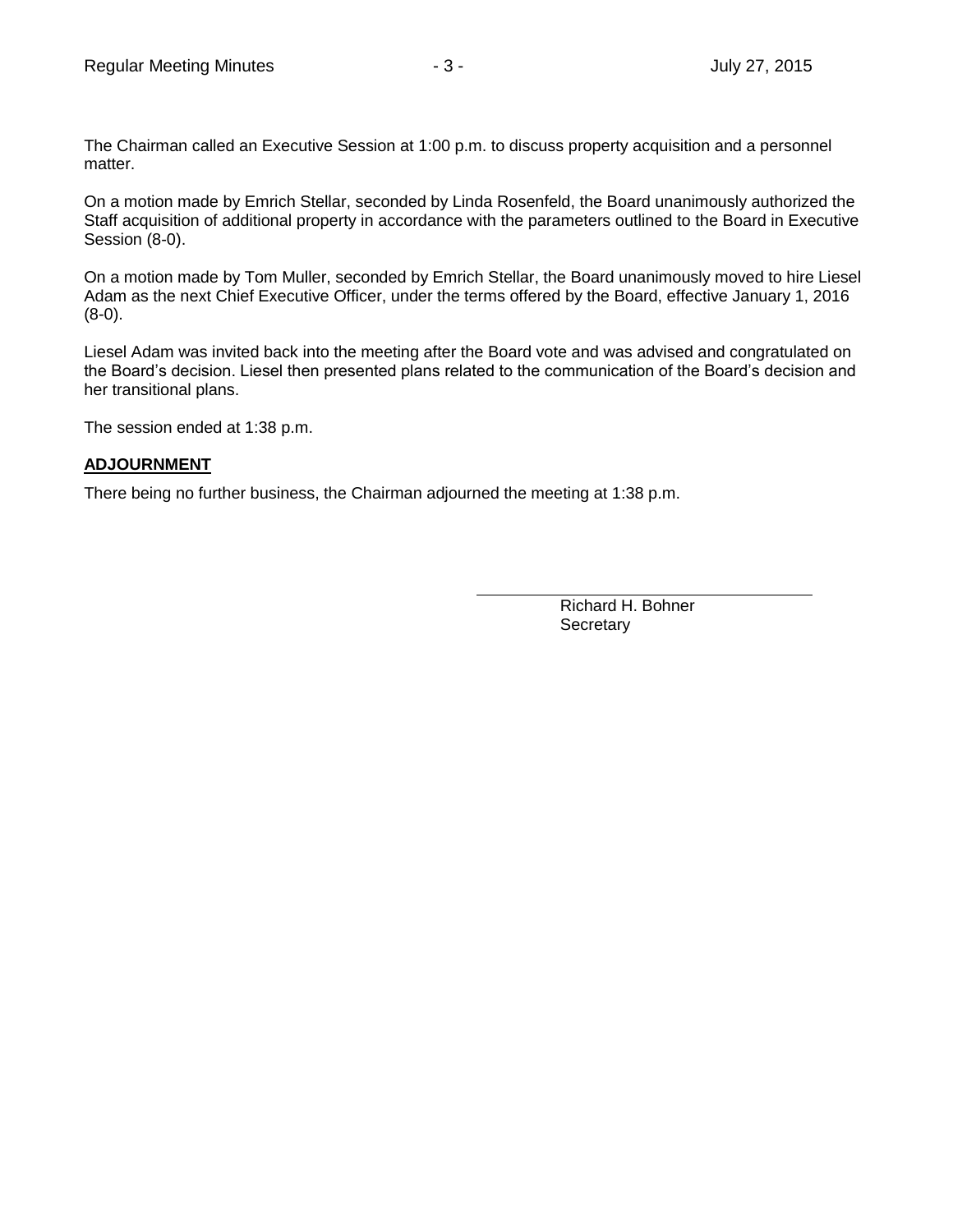The Chairman called an Executive Session at 1:00 p.m. to discuss property acquisition and a personnel matter.

On a motion made by Emrich Stellar, seconded by Linda Rosenfeld, the Board unanimously authorized the Staff acquisition of additional property in accordance with the parameters outlined to the Board in Executive Session (8-0).

On a motion made by Tom Muller, seconded by Emrich Stellar, the Board unanimously moved to hire Liesel Adam as the next Chief Executive Officer, under the terms offered by the Board, effective January 1, 2016 (8-0).

Liesel Adam was invited back into the meeting after the Board vote and was advised and congratulated on the Board's decision. Liesel then presented plans related to the communication of the Board's decision and her transitional plans.

The session ended at 1:38 p.m.

**ADJOURNMENT**

There being no further business, the Chairman adjourned the meeting at 1:38 p.m.

Richard H. Bohner
Secretary